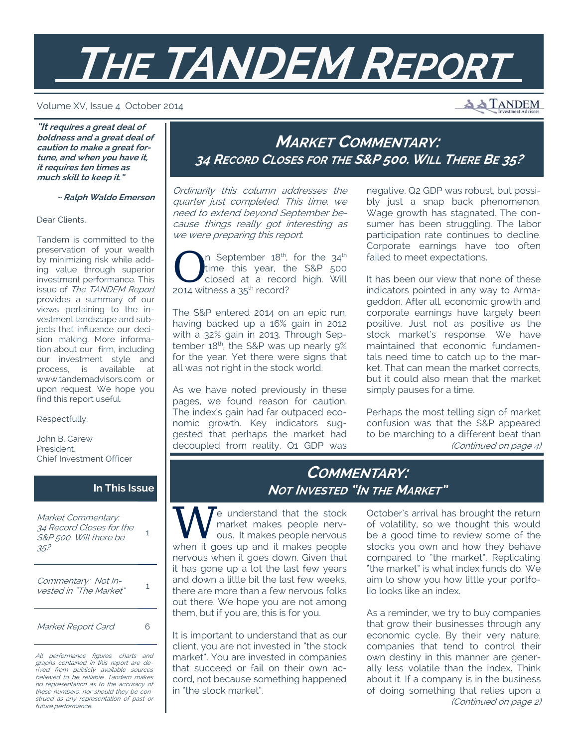# THE TANDEM REPORT

Volume XV, Issue 4 October 2014

***"It requires a great deal of boldness and a great deal of caution to make a great fortune, and when you have it, it requires ten times as much skill to keep it."***

***~ Ralph Waldo Emerson***

Dear Clients,

Tandem is committed to the preservation of your wealth by minimizing risk while adding value through superior investment performance. This issue of *The TANDEM Report* provides a summary of our views pertaining to the investment landscape and subjects that influence our decision making. More information about our firm, including our investment style and process, is available at www.tandemadvisors.com or upon request. We hope you find this report useful.

Respectfully,

John B. Carew
President,
Chief Investment Officer

## In This Issue

| | |
|---|---|
| *Market Commentary: 34 Record Closes for the S&P 500. Will there be 35?* | 1 |
| *Commentary: Not Invested "In The Market"* | 1 |
| *Market Report Card* | 6 |

*All performance figures, charts and graphs contained in this report are derived from publicly available sources believed to be reliable. Tandem makes no representation as to the accuracy of these numbers, nor should they be construed as any representation of past or future performance.*

## MARKET COMMENTARY: 34 RECORD CLOSES FOR THE S&P 500. WILL THERE BE 35?

*Ordinarily this column addresses the quarter just completed. This time, we need to extend beyond September because things really got interesting as we were preparing this report.*

On September 18th, for the 34th time this year, the S&P 500 closed at a record high. Will 2014 witness a 35th record?

The S&P entered 2014 on an epic run, having backed up a 16% gain in 2012 with a 32% gain in 2013. Through September 18th, the S&P was up nearly 9% for the year. Yet there were signs that all was not right in the stock world.

As we have noted previously in these pages, we found reason for caution. The index's gain had far outpaced economic growth. Key indicators suggested that perhaps the market had decoupled from reality. Q1 GDP was negative. Q2 GDP was robust, but possibly just a snap back phenomenon. Wage growth has stagnated. The consumer has been struggling. The labor participation rate continues to decline. Corporate earnings have too often failed to meet expectations.

It has been our view that none of these indicators pointed in any way to Armageddon. After all, economic growth and corporate earnings have largely been positive. Just not as positive as the stock market's response. We have maintained that economic fundamentals need time to catch up to the market. That can mean the market corrects, but it could also mean that the market simply pauses for a time.

Perhaps the most telling sign of market confusion was that the S&P appeared to be marching to a different beat than

*(Continued on page 4)*

## COMMENTARY: NOT INVESTED "IN THE MARKET"

We understand that the stock market makes people nervous. It makes people nervous when it goes up and it makes people nervous when it goes down. Given that it has gone up a lot the last few years and down a little bit the last few weeks, there are more than a few nervous folks out there. We hope you are not among them, but if you are, this is for you.

It is important to understand that as our client, you are not invested in "the stock market". You are invested in companies that succeed or fail on their own accord, not because something happened in "the stock market".

October's arrival has brought the return of volatility, so we thought this would be a good time to review some of the stocks you own and how they behave compared to "the market". Replicating "the market" is what index funds do. We aim to show you how little your portfolio looks like an index.

As a reminder, we try to buy companies that grow their businesses through any economic cycle. By their very nature, companies that tend to control their own destiny in this manner are generally less volatile than the index. Think about it. If a company is in the business of doing something that relies upon a

*(Continued on page 2)*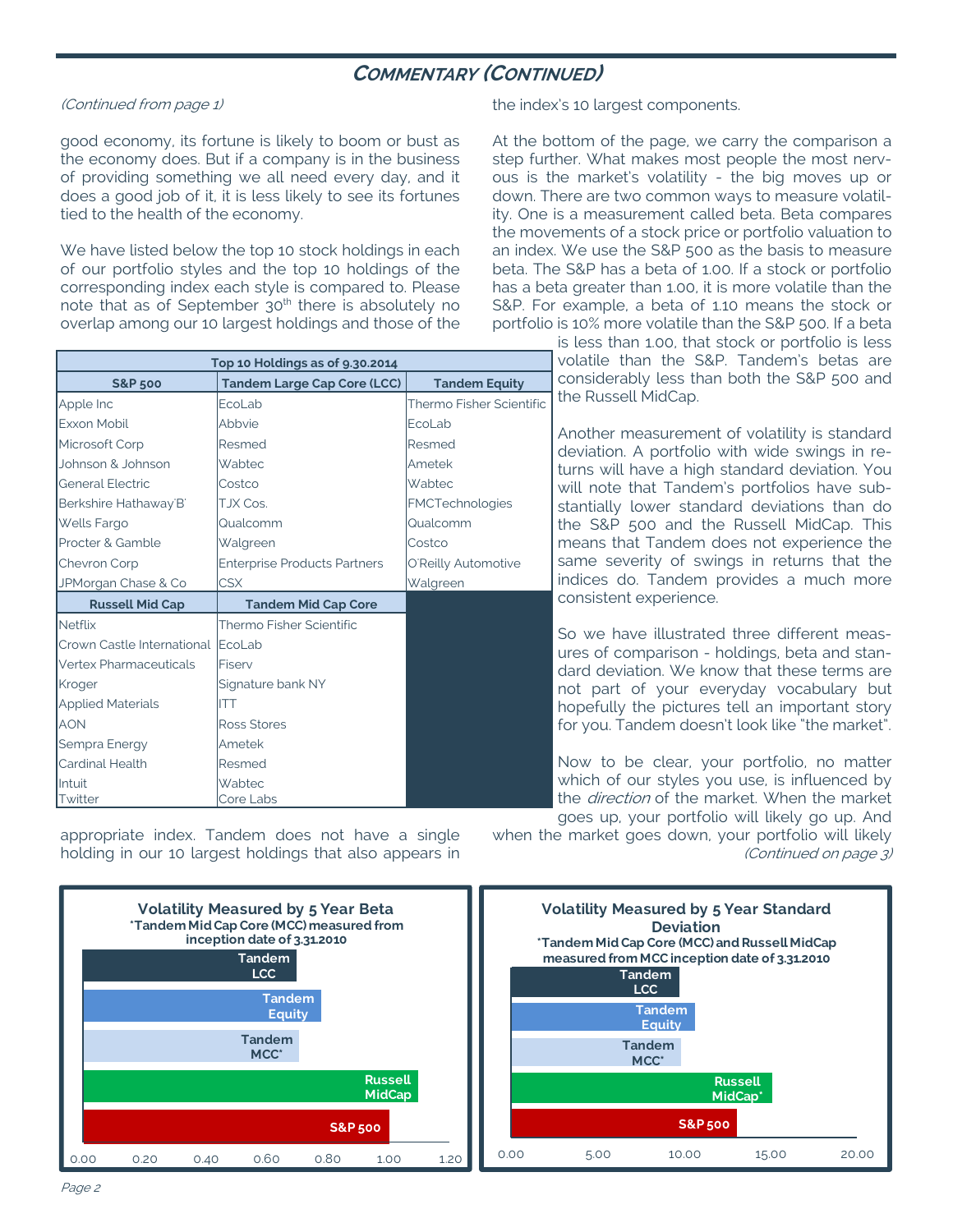## Commentary (Continued)

*(Continued from page 1)*

good economy, its fortune is likely to boom or bust as the economy does. But if a company is in the business of providing something we all need every day, and it does a good job of it, it is less likely to see its fortunes tied to the health of the economy.

We have listed below the top 10 stock holdings in each of our portfolio styles and the top 10 holdings of the corresponding index each style is compared to. Please note that as of September 30th there is absolutely no overlap among our 10 largest holdings and those of the appropriate index. Tandem does not have a single holding in our 10 largest holdings that also appears in the index's 10 largest components.

| Top 10 Holdings as of 9.30.2014 | | |
|---|---|---|
| **S&P 500** | **Tandem Large Cap Core (LCC)** | **Tandem Equity** |
| Apple Inc | EcoLab | Thermo Fisher Scientific |
| Exxon Mobil | Abbvie | EcoLab |
| Microsoft Corp | Resmed | Resmed |
| Johnson & Johnson | Wabtec | Ametek |
| General Electric | Costco | Wabtec |
| Berkshire Hathaway'B' | TJX Cos. | FMCTechnologies |
| Wells Fargo | Qualcomm | Qualcomm |
| Procter & Gamble | Walgreen | Costco |
| Chevron Corp | Enterprise Products Partners | O'Reilly Automotive |
| JPMorgan Chase & Co | CSX | Walgreen |
| **Russell Mid Cap** | **Tandem Mid Cap Core** | |
| Netflix | Thermo Fisher Scientific | |
| Crown Castle International | EcoLab | |
| Vertex Pharmaceuticals | Fiserv | |
| Kroger | Signature bank NY | |
| Applied Materials | ITT | |
| AON | Ross Stores | |
| Sempra Energy | Ametek | |
| Cardinal Health | Resmed | |
| Intuit | Wabtec | |
| Twitter | Core Labs | |

At the bottom of the page, we carry the comparison a step further. What makes most people the most nervous is the market's volatility - the big moves up or down. There are two common ways to measure volatility. One is a measurement called beta. Beta compares the movements of a stock price or portfolio valuation to an index. We use the S&P 500 as the basis to measure beta. The S&P has a beta of 1.00. If a stock or portfolio has a beta greater than 1.00, it is more volatile than the S&P. For example, a beta of 1.10 means the stock or portfolio is 10% more volatile than the S&P 500. If a beta is less than 1.00, that stock or portfolio is less volatile than the S&P. Tandem's betas are considerably less than both the S&P 500 and the Russell MidCap.

Another measurement of volatility is standard deviation. A portfolio with wide swings in returns will have a high standard deviation. You will note that Tandem's portfolios have substantially lower standard deviations than do the S&P 500 and the Russell MidCap. This means that Tandem does not experience the same severity of swings in returns that the indices do. Tandem provides a much more consistent experience.

So we have illustrated three different measures of comparison - holdings, beta and standard deviation. We know that these terms are not part of your everyday vocabulary but hopefully the pictures tell an important story for you. Tandem doesn't look like "the market".

Now to be clear, your portfolio, no matter which of our styles you use, is influenced by the *direction* of the market. When the market goes up, your portfolio will likely go up. And when the market goes down, your portfolio will likely

*(Continued on page 3)*

**Volatility Measured by 5 Year Beta**
*Tandem Mid Cap Core (MCC) measured from inception date of 3.31.2010

Bars: Tandem LCC, Tandem Equity, Tandem MCC*, Russell MidCap, S&P 500 (axis 0.00–1.20)

**Volatility Measured by 5 Year Standard Deviation**
*Tandem Mid Cap Core (MCC) and Russell MidCap measured from MCC inception date of 3.31.2010

Bars: Tandem LCC, Tandem Equity, Tandem MCC*, Russell MidCap*, S&P 500 (axis 0.00–20.00)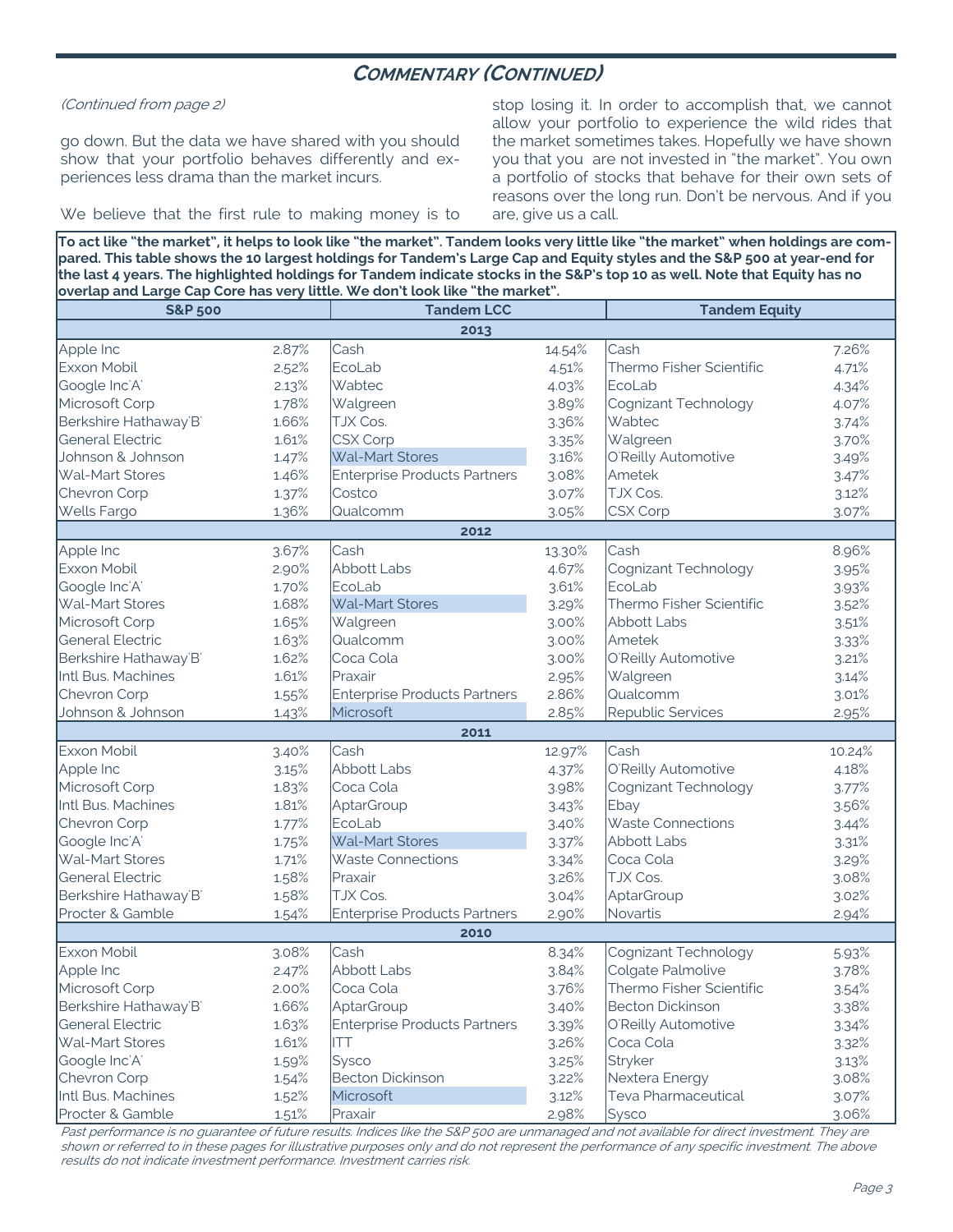## COMMENTARY (CONTINUED)

*(Continued from page 2)*

go down. But the data we have shared with you should show that your portfolio behaves differently and experiences less drama than the market incurs.

We believe that the first rule to making money is to stop losing it. In order to accomplish that, we cannot allow your portfolio to experience the wild rides that the market sometimes takes. Hopefully we have shown you that you are not invested in "the market". You own a portfolio of stocks that behave for their own sets of reasons over the long run. Don't be nervous. And if you are, give us a call.

**To act like "the market", it helps to look like "the market". Tandem looks very little like "the market" when holdings are compared. This table shows the 10 largest holdings for Tandem's Large Cap and Equity styles and the S&P 500 at year-end for the last 4 years. The highlighted holdings for Tandem indicate stocks in the S&P's top 10 as well. Note that Equity has no overlap and Large Cap Core has very little. We don't look like "the market".**

| S&P 500 | | Tandem LCC | | Tandem Equity | |
|---|---|---|---|---|---|
| **2013** | | | | | |
| Apple Inc | 2.87% | Cash | 14.54% | Cash | 7.26% |
| Exxon Mobil | 2.52% | EcoLab | 4.51% | Thermo Fisher Scientific | 4.71% |
| Google Inc'A' | 2.13% | Wabtec | 4.03% | EcoLab | 4.34% |
| Microsoft Corp | 1.78% | Walgreen | 3.89% | Cognizant Technology | 4.07% |
| Berkshire Hathaway'B' | 1.66% | TJX Cos. | 3.36% | Wabtec | 3.74% |
| General Electric | 1.61% | CSX Corp | 3.35% | Walgreen | 3.70% |
| Johnson & Johnson | 1.47% | Wal-Mart Stores | 3.16% | O'Reilly Automotive | 3.49% |
| Wal-Mart Stores | 1.46% | Enterprise Products Partners | 3.08% | Ametek | 3.47% |
| Chevron Corp | 1.37% | Costco | 3.07% | TJX Cos. | 3.12% |
| Wells Fargo | 1.36% | Qualcomm | 3.05% | CSX Corp | 3.07% |
| **2012** | | | | | |
| Apple Inc | 3.67% | Cash | 13.30% | Cash | 8.96% |
| Exxon Mobil | 2.90% | Abbott Labs | 4.67% | Cognizant Technology | 3.95% |
| Google Inc'A' | 1.70% | EcoLab | 3.61% | EcoLab | 3.93% |
| Wal-Mart Stores | 1.68% | Wal-Mart Stores | 3.29% | Thermo Fisher Scientific | 3.52% |
| Microsoft Corp | 1.65% | Walgreen | 3.00% | Abbott Labs | 3.51% |
| General Electric | 1.63% | Qualcomm | 3.00% | Ametek | 3.33% |
| Berkshire Hathaway'B' | 1.62% | Coca Cola | 3.00% | O'Reilly Automotive | 3.21% |
| Intl Bus. Machines | 1.61% | Praxair | 2.95% | Walgreen | 3.14% |
| Chevron Corp | 1.55% | Enterprise Products Partners | 2.86% | Qualcomm | 3.01% |
| Johnson & Johnson | 1.43% | Microsoft | 2.85% | Republic Services | 2.95% |
| **2011** | | | | | |
| Exxon Mobil | 3.40% | Cash | 12.97% | Cash | 10.24% |
| Apple Inc | 3.15% | Abbott Labs | 4.37% | O'Reilly Automotive | 4.18% |
| Microsoft Corp | 1.83% | Coca Cola | 3.98% | Cognizant Technology | 3.77% |
| Intl Bus. Machines | 1.81% | AptarGroup | 3.43% | Ebay | 3.56% |
| Chevron Corp | 1.77% | EcoLab | 3.40% | Waste Connections | 3.44% |
| Google Inc'A' | 1.75% | Wal-Mart Stores | 3.37% | Abbott Labs | 3.31% |
| Wal-Mart Stores | 1.71% | Waste Connections | 3.34% | Coca Cola | 3.29% |
| General Electric | 1.58% | Praxair | 3.26% | TJX Cos. | 3.08% |
| Berkshire Hathaway'B' | 1.58% | TJX Cos. | 3.04% | AptarGroup | 3.02% |
| Procter & Gamble | 1.54% | Enterprise Products Partners | 2.90% | Novartis | 2.94% |
| **2010** | | | | | |
| Exxon Mobil | 3.08% | Cash | 8.34% | Cognizant Technology | 5.93% |
| Apple Inc | 2.47% | Abbott Labs | 3.84% | Colgate Palmolive | 3.78% |
| Microsoft Corp | 2.00% | Coca Cola | 3.76% | Thermo Fisher Scientific | 3.54% |
| Berkshire Hathaway'B' | 1.66% | AptarGroup | 3.40% | Becton Dickinson | 3.38% |
| General Electric | 1.63% | Enterprise Products Partners | 3.39% | O'Reilly Automotive | 3.34% |
| Wal-Mart Stores | 1.61% | ITT | 3.26% | Coca Cola | 3.32% |
| Google Inc'A' | 1.59% | Sysco | 3.25% | Stryker | 3.13% |
| Chevron Corp | 1.54% | Becton Dickinson | 3.22% | Nextera Energy | 3.08% |
| Intl Bus. Machines | 1.52% | Microsoft | 3.12% | Teva Pharmaceutical | 3.07% |
| Procter & Gamble | 1.51% | Praxair | 2.98% | Sysco | 3.06% |

*Past performance is no guarantee of future results. Indices like the S&P 500 are unmanaged and not available for direct investment. They are shown or referred to in these pages for illustrative purposes only and do not represent the performance of any specific investment. The above results do not indicate investment performance. Investment carries risk.*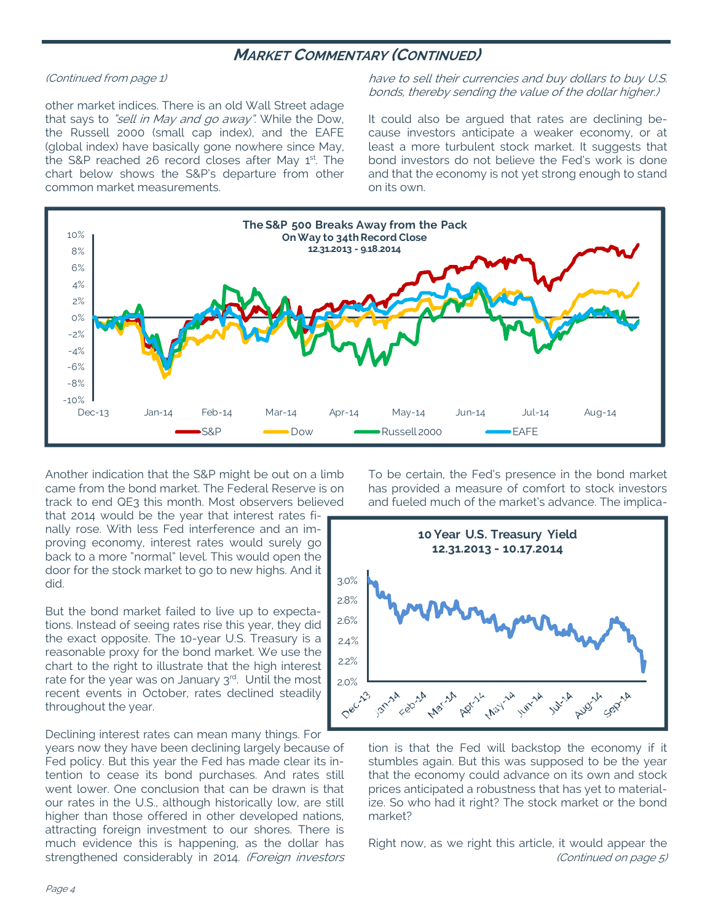## MARKET COMMENTARY (CONTINUED)

*(Continued from page 1)*

other market indices. There is an old Wall Street adage that says to *"sell in May and go away"*. While the Dow, the Russell 2000 (small cap index), and the EAFE (global index) have basically gone nowhere since May, the S&P reached 26 record closes after May 1st. The chart below shows the S&P's departure from other common market measurements.

*have to sell their currencies and buy dollars to buy U.S. bonds, thereby sending the value of the dollar higher.)*

It could also be argued that rates are declining because investors anticipate a weaker economy, or at least a more turbulent stock market. It suggests that bond investors do not believe the Fed's work is done and that the economy is not yet strong enough to stand on its own.

**The S&P 500 Breaks Away from the Pack**
**On Way to 34th Record Close**
**12.31.2013 - 9.18.2014**

Another indication that the S&P might be out on a limb came from the bond market. The Federal Reserve is on track to end QE3 this month. Most observers believed that 2014 would be the year that interest rates finally rose. With less Fed interference and an improving economy, interest rates would surely go back to a more "normal" level. This would open the door for the stock market to go to new highs. And it did.

But the bond market failed to live up to expectations. Instead of seeing rates rise this year, they did the exact opposite. The 10-year U.S. Treasury is a reasonable proxy for the bond market. We use the chart to the right to illustrate that the high interest rate for the year was on January 3rd. Until the most recent events in October, rates declined steadily throughout the year.

Declining interest rates can mean many things. For years now they have been declining largely because of Fed policy. But this year the Fed has made clear its intention to cease its bond purchases. And rates still went lower. One conclusion that can be drawn is that our rates in the U.S., although historically low, are still higher than those offered in other developed nations, attracting foreign investment to our shores. There is much evidence this is happening, as the dollar has strengthened considerably in 2014. *(Foreign investors*

To be certain, the Fed's presence in the bond market has provided a measure of comfort to stock investors and fueled much of the market's advance. The implica-

**10 Year U.S. Treasury Yield**
**12.31.2013 - 10.17.2014**

tion is that the Fed will backstop the economy if it stumbles again. But this was supposed to be the year that the economy could advance on its own and stock prices anticipated a robustness that has yet to materialize. So who had it right? The stock market or the bond market?

Right now, as we right this article, it would appear the *(Continued on page 5)*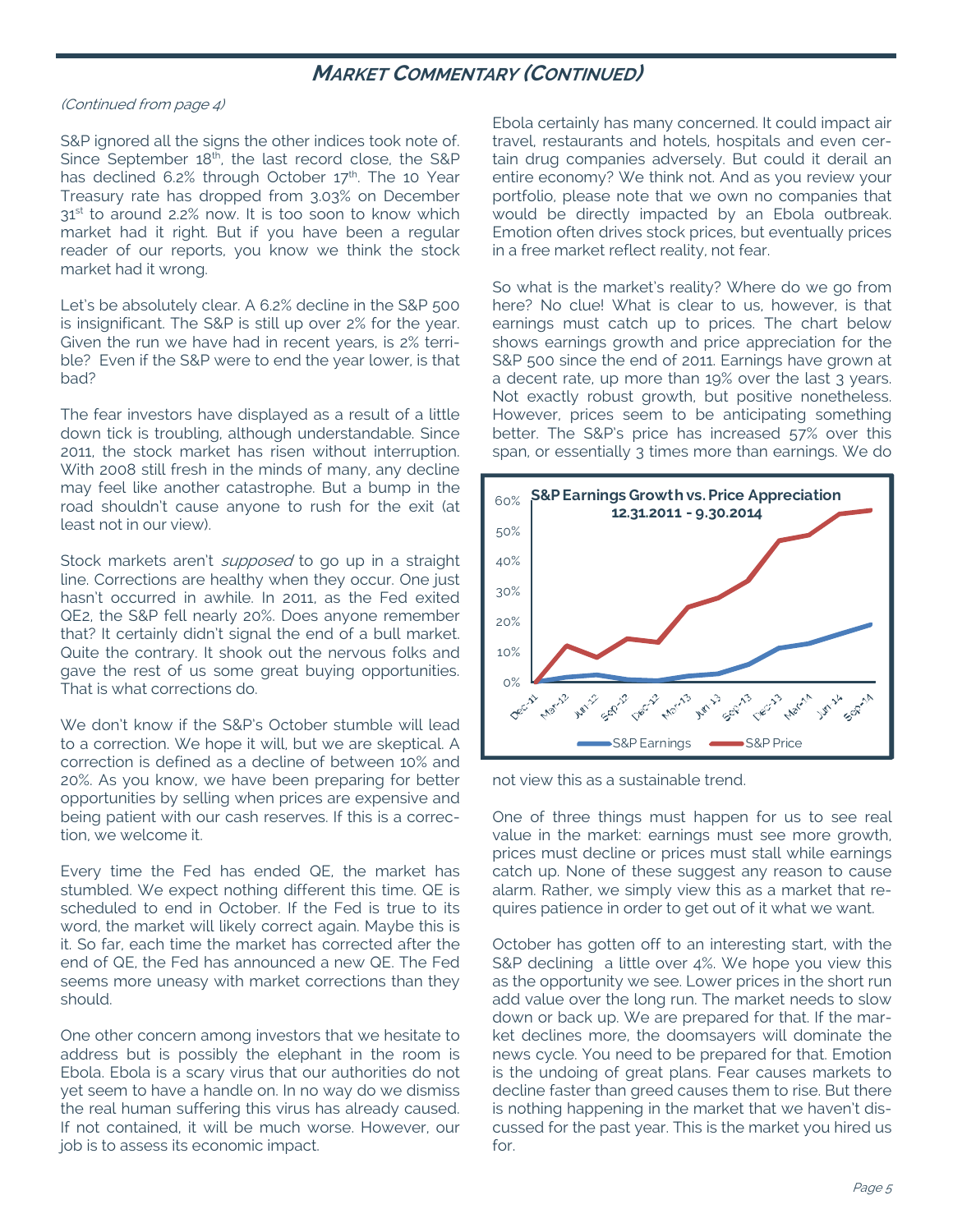## Market Commentary (Continued)

*(Continued from page 4)*

S&P ignored all the signs the other indices took note of. Since September 18th, the last record close, the S&P has declined 6.2% through October 17th. The 10 Year Treasury rate has dropped from 3.03% on December 31st to around 2.2% now. It is too soon to know which market had it right. But if you have been a regular reader of our reports, you know we think the stock market had it wrong.

Let's be absolutely clear. A 6.2% decline in the S&P 500 is insignificant. The S&P is still up over 2% for the year. Given the run we have had in recent years, is 2% terrible? Even if the S&P were to end the year lower, is that bad?

The fear investors have displayed as a result of a little down tick is troubling, although understandable. Since 2011, the stock market has risen without interruption. With 2008 still fresh in the minds of many, any decline may feel like another catastrophe. But a bump in the road shouldn't cause anyone to rush for the exit (at least not in our view).

Stock markets aren't *supposed* to go up in a straight line. Corrections are healthy when they occur. One just hasn't occurred in awhile. In 2011, as the Fed exited QE2, the S&P fell nearly 20%. Does anyone remember that? It certainly didn't signal the end of a bull market. Quite the contrary. It shook out the nervous folks and gave the rest of us some great buying opportunities. That is what corrections do.

We don't know if the S&P's October stumble will lead to a correction. We hope it will, but we are skeptical. A correction is defined as a decline of between 10% and 20%. As you know, we have been preparing for better opportunities by selling when prices are expensive and being patient with our cash reserves. If this is a correction, we welcome it.

Every time the Fed has ended QE, the market has stumbled. We expect nothing different this time. QE is scheduled to end in October. If the Fed is true to its word, the market will likely correct again. Maybe this is it. So far, each time the market has corrected after the end of QE, the Fed has announced a new QE. The Fed seems more uneasy with market corrections than they should.

One other concern among investors that we hesitate to address but is possibly the elephant in the room is Ebola. Ebola is a scary virus that our authorities do not yet seem to have a handle on. In no way do we dismiss the real human suffering this virus has already caused. If not contained, it will be much worse. However, our job is to assess its economic impact.

Ebola certainly has many concerned. It could impact air travel, restaurants and hotels, hospitals and even certain drug companies adversely. But could it derail an entire economy? We think not. And as you review your portfolio, please note that we own no companies that would be directly impacted by an Ebola outbreak. Emotion often drives stock prices, but eventually prices in a free market reflect reality, not fear.

So what is the market's reality? Where do we go from here? No clue! What is clear to us, however, is that earnings must catch up to prices. The chart below shows earnings growth and price appreciation for the S&P 500 since the end of 2011. Earnings have grown at a decent rate, up more than 19% over the last 3 years. Not exactly robust growth, but positive nonetheless. However, prices seem to be anticipating something better. The S&P's price has increased 57% over this span, or essentially 3 times more than earnings. We do not view this as a sustainable trend.

**S&P Earnings Growth vs. Price Appreciation**
**12.31.2011 - 9.30.2014**

One of three things must happen for us to see real value in the market: earnings must see more growth, prices must decline or prices must stall while earnings catch up. None of these suggest any reason to cause alarm. Rather, we simply view this as a market that requires patience in order to get out of it what we want.

October has gotten off to an interesting start, with the S&P declining a little over 4%. We hope you view this as the opportunity we see. Lower prices in the short run add value over the long run. The market needs to slow down or back up. We are prepared for that. If the market declines more, the doomsayers will dominate the news cycle. You need to be prepared for that. Emotion is the undoing of great plans. Fear causes markets to decline faster than greed causes them to rise. But there is nothing happening in the market that we haven't discussed for the past year. This is the market you hired us for.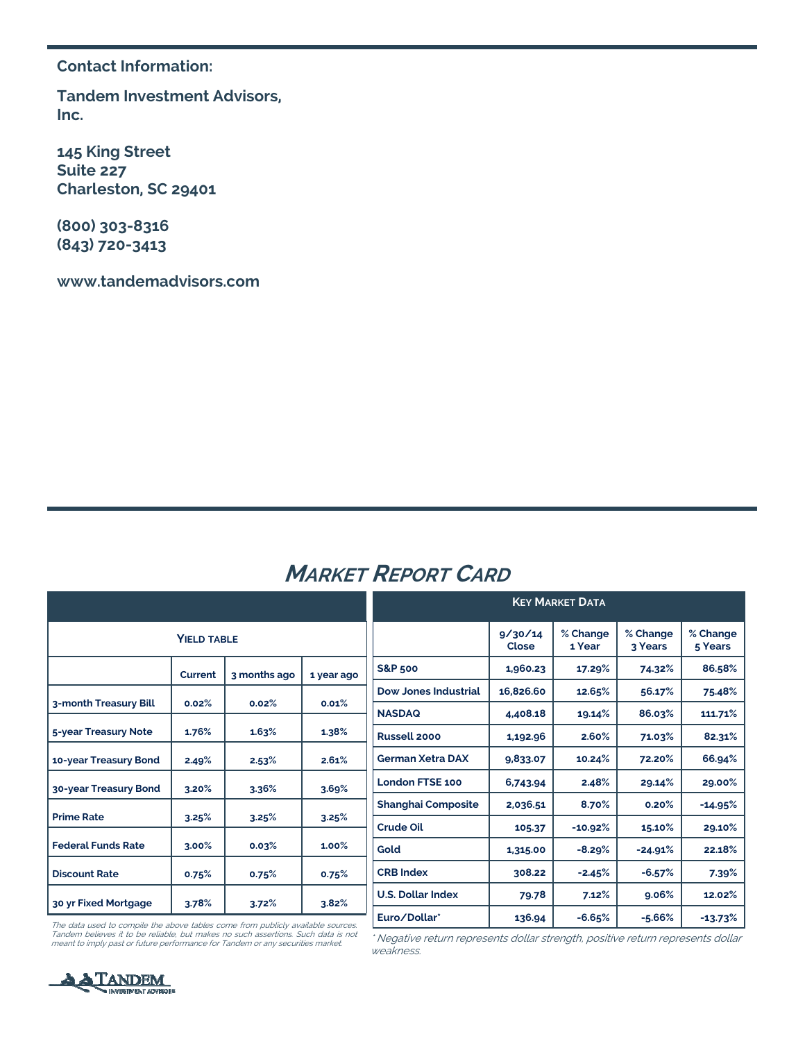**Contact Information:**

**Tandem Investment Advisors, Inc.**

**145 King Street**
**Suite 227**
**Charleston, SC 29401**

**(800) 303-8316**
**(843) 720-3413**

**www.tandemadvisors.com**

## *Market Report Card*

**Yield Table**

| | Current | 3 months ago | 1 year ago |
|---|---|---|---|
| 3-month Treasury Bill | 0.02% | 0.02% | 0.01% |
| 5-year Treasury Note | 1.76% | 1.63% | 1.38% |
| 10-year Treasury Bond | 2.49% | 2.53% | 2.61% |
| 30-year Treasury Bond | 3.20% | 3.36% | 3.69% |
| Prime Rate | 3.25% | 3.25% | 3.25% |
| Federal Funds Rate | 3.00% | 0.03% | 1.00% |
| Discount Rate | 0.75% | 0.75% | 0.75% |
| 30 yr Fixed Mortgage | 3.78% | 3.72% | 3.82% |

*The data used to compile the above tables come from publicly available sources. Tandem believes it to be reliable, but makes no such assertions. Such data is not meant to imply past or future performance for Tandem or any securities market.*

**Key Market Data**

| | 9/30/14 Close | % Change 1 Year | % Change 3 Years | % Change 5 Years |
|---|---|---|---|---|
| S&P 500 | 1,960.23 | 17.29% | 74.32% | 86.58% |
| Dow Jones Industrial | 16,826.60 | 12.65% | 56.17% | 75.48% |
| NASDAQ | 4,408.18 | 19.14% | 86.03% | 111.71% |
| Russell 2000 | 1,192.96 | 2.60% | 71.03% | 82.31% |
| German Xetra DAX | 9,833.07 | 10.24% | 72.20% | 66.94% |
| London FTSE 100 | 6,743.94 | 2.48% | 29.14% | 29.00% |
| Shanghai Composite | 2,036.51 | 8.70% | 0.20% | -14.95% |
| Crude Oil | 105.37 | -10.92% | 15.10% | 29.10% |
| Gold | 1,315.00 | -8.29% | -24.91% | 22.18% |
| CRB Index | 308.22 | -2.45% | -6.57% | 7.39% |
| U.S. Dollar Index | 79.78 | 7.12% | 9.06% | 12.02% |
| Euro/Dollar* | 136.94 | -6.65% | -5.66% | -13.73% |

*\* Negative return represents dollar strength, positive return represents dollar weakness.*

TANDEM INVESTMENT ADVISORS